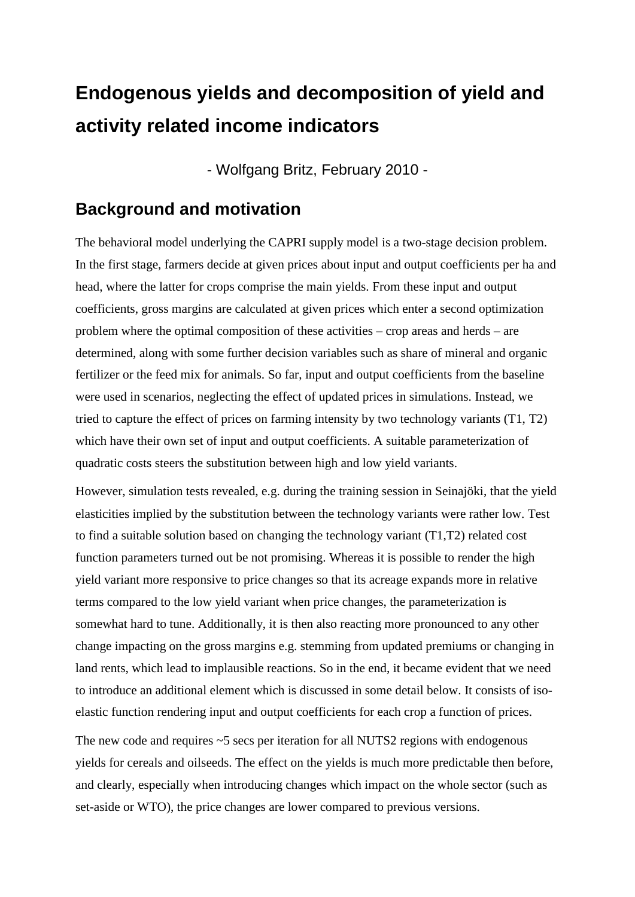# Endogenous yields and decomposition of yield and activity related income indicators

- Wolfgang Britz, February 2010 -

## Background and motivation

The behavioral model underlying the CAPRI supply model is a two-stage decision problem. In the first stage, farmers decide at given prices about input and output coefficients per ha and head, where the latter for crops comprise the main yields. From these input and output coefficients, gross margins are calculated at given prices which enter a second optimization problem where the optimal composition of these activities – crop areas and herds – are determined, along with some further decision variables such as share of mineral and organic fertilizer or the feed mix for animals. So far, input and output coefficients from the baseline were used in scenarios, neglecting the effect of updated prices in simulations. Instead, we tried to capture the effect of prices on farming intensity by two technology variants (T1, T2) which have their own set of input and output coefficients. A suitable parameterization of quadratic costs steers the substitution between high and low yield variants.

However, simulation tests revealed, e.g. during the training session in Seinajöki, that the yield elasticities implied by the substitution between the technology variants were rather low. Test to find a suitable solution based on changing the technology variant (T1,T2) related cost function parameters turned out be not promising. Whereas it is possible to render the high yield variant more responsive to price changes so that its acreage expands more in relative terms compared to the low yield variant when price changes, the parameterization is somewhat hard to tune. Additionally, it is then also reacting more pronounced to any other change impacting on the gross margins e.g. stemming from updated premiums or changing in land rents, which lead to implausible reactions. So in the end, it became evident that we need to introduce an additional element which is discussed in some detail below. It consists of iso-elastic function rendering input and output coefficients for each crop a function of prices.

The new code and requires ~5 secs per iteration for all NUTS2 regions with endogenous yields for cereals and oilseeds. The effect on the yields is much more predictable then before, and clearly, especially when introducing changes which impact on the whole sector (such as set-aside or WTO), the price changes are lower compared to previous versions.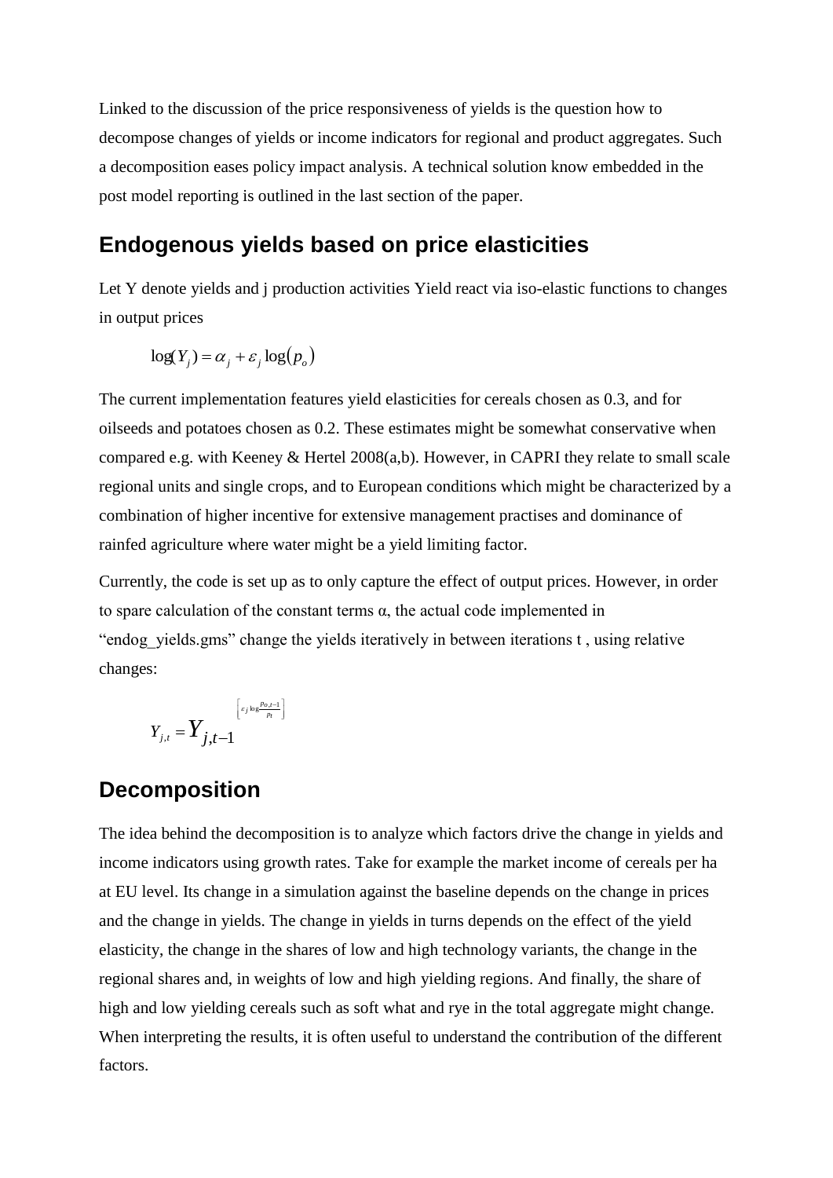Linked to the discussion of the price responsiveness of yields is the question how to decompose changes of yields or income indicators for regional and product aggregates. Such a decomposition eases policy impact analysis. A technical solution know embedded in the post model reporting is outlined in the last section of the paper.

## Endogenous yields based on price elasticities

Let Y denote yields and j production activities Yield react via iso-elastic functions to changes in output prices

$$\log(Y_j) = \alpha_j + \varepsilon_j \log(p_o)$$

The current implementation features yield elasticities for cereals chosen as 0.3, and for oilseeds and potatoes chosen as 0.2. These estimates might be somewhat conservative when compared e.g. with Keeney & Hertel 2008(a,b). However, in CAPRI they relate to small scale regional units and single crops, and to European conditions which might be characterized by a combination of higher incentive for extensive management practises and dominance of rainfed agriculture where water might be a yield limiting factor.

Currently, the code is set up as to only capture the effect of output prices. However, in order to spare calculation of the constant terms α, the actual code implemented in "endog_yields.gms" change the yields iteratively in between iterations t , using relative changes:

$$Y_{j,t} = Y_{j,t-1}^{\left[\varepsilon_j \log \frac{p_{o,t-1}}{p_t}\right]}$$

## Decomposition

The idea behind the decomposition is to analyze which factors drive the change in yields and income indicators using growth rates. Take for example the market income of cereals per ha at EU level. Its change in a simulation against the baseline depends on the change in prices and the change in yields. The change in yields in turns depends on the effect of the yield elasticity, the change in the shares of low and high technology variants, the change in the regional shares and, in weights of low and high yielding regions. And finally, the share of high and low yielding cereals such as soft what and rye in the total aggregate might change. When interpreting the results, it is often useful to understand the contribution of the different factors.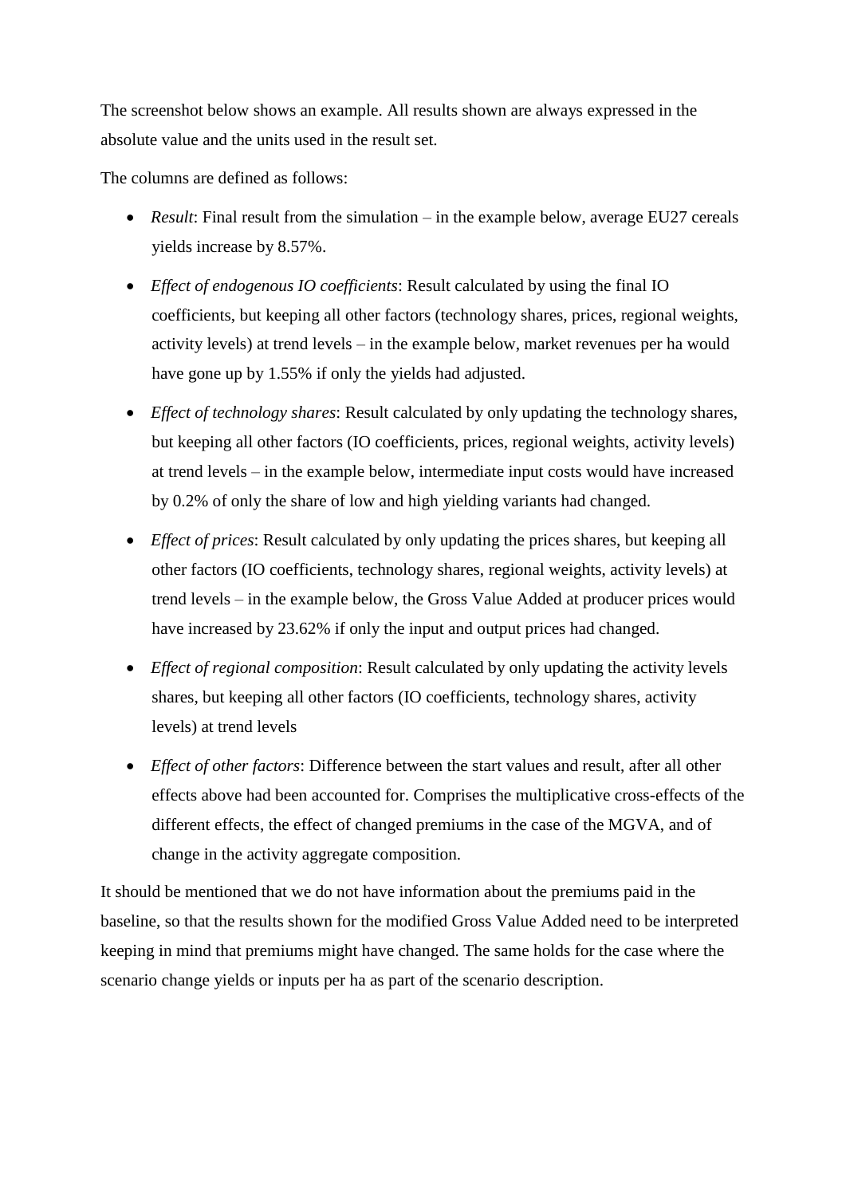The screenshot below shows an example. All results shown are always expressed in the absolute value and the units used in the result set.

The columns are defined as follows:

- *Result*: Final result from the simulation – in the example below, average EU27 cereals yields increase by 8.57%.
- *Effect of endogenous IO coefficients*: Result calculated by using the final IO coefficients, but keeping all other factors (technology shares, prices, regional weights, activity levels) at trend levels – in the example below, market revenues per ha would have gone up by 1.55% if only the yields had adjusted.
- *Effect of technology shares*: Result calculated by only updating the technology shares, but keeping all other factors (IO coefficients, prices, regional weights, activity levels) at trend levels – in the example below, intermediate input costs would have increased by 0.2% of only the share of low and high yielding variants had changed.
- *Effect of prices*: Result calculated by only updating the prices shares, but keeping all other factors (IO coefficients, technology shares, regional weights, activity levels) at trend levels – in the example below, the Gross Value Added at producer prices would have increased by 23.62% if only the input and output prices had changed.
- *Effect of regional composition*: Result calculated by only updating the activity levels shares, but keeping all other factors (IO coefficients, technology shares, activity levels) at trend levels
- *Effect of other factors*: Difference between the start values and result, after all other effects above had been accounted for. Comprises the multiplicative cross-effects of the different effects, the effect of changed premiums in the case of the MGVA, and of change in the activity aggregate composition.

It should be mentioned that we do not have information about the premiums paid in the baseline, so that the results shown for the modified Gross Value Added need to be interpreted keeping in mind that premiums might have changed. The same holds for the case where the scenario change yields or inputs per ha as part of the scenario description.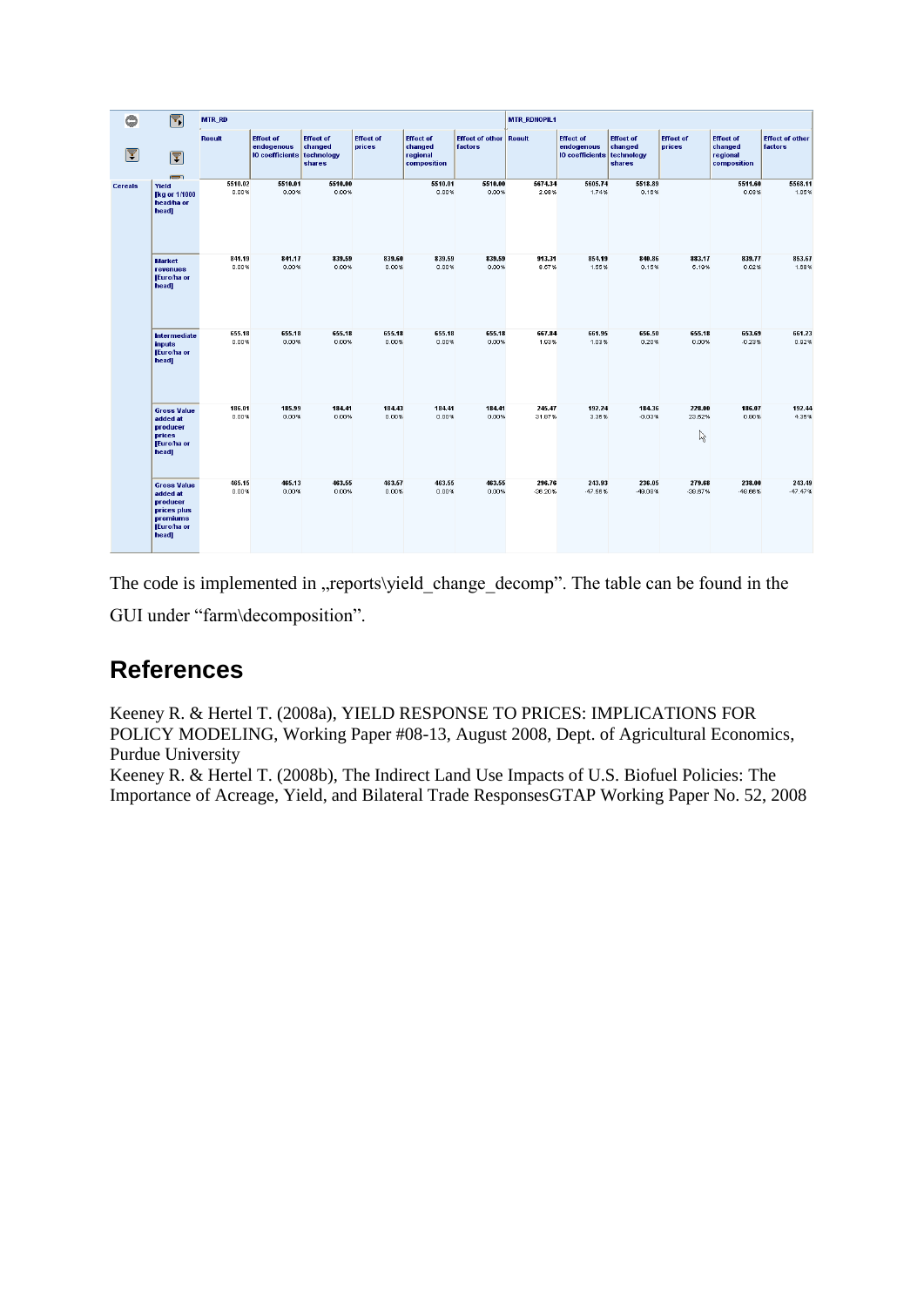| | | MTR_RD | | | | | | MTR_RDNOPIL1 | | | | | |
|---|---|---|---|---|---|---|---|---|---|---|---|---|---|
| | | Result | Effect of endogenous IO coefficients | Effect of changed technology shares | Effect of prices | Effect of changed regional composition | Effect of other factors | Result | Effect of endogenous IO coefficients | Effect of changed technology shares | Effect of prices | Effect of changed regional composition | Effect of other factors |
| Cereals | Yield [kg or 1/1000 head/ha or head] | 5510.02 0.00% | 5510.01 0.00% | 5510.00 0.00% | | 5510.01 0.00% | 5510.00 0.00% | 5674.34 2.98% | 5605.74 1.74% | 5518.89 0.16% | | 5511.60 0.03% | 5568.11 1.05% |
| | Market revenues [Euro/ha or head] | 841.19 0.00% | 841.17 0.00% | 839.59 0.00% | 839.60 0.00% | 839.59 0.00% | 839.59 0.00% | 913.31 8.57% | 854.19 1.55% | 840.86 0.15% | 883.17 5.10% | 839.77 0.02% | 853.67 1.65% |
| | Intermediate inputs [Euro/ha or head] | 655.18 0.00% | 655.18 0.00% | 655.18 0.00% | 655.18 0.00% | 655.18 0.00% | 655.18 0.00% | 667.84 1.93% | 661.95 1.03% | 656.50 0.20% | 655.18 0.00% | 653.69 -0.23% | 661.23 0.92% |
| | Gross Value added at producer prices [Euro/ha or head] | 186.01 0.00% | 185.99 0.00% | 184.41 0.00% | 184.43 0.00% | 184.41 0.00% | 184.41 0.00% | 245.47 31.97% | 192.24 3.35% | 184.36 -0.03% | 228.00 23.62% | 186.07 0.90% | 192.44 4.35% |
| | Gross Value added at producer prices plus premiums [Euro/ha or head] | 465.15 0.00% | 465.13 0.00% | 463.55 0.00% | 463.57 0.00% | 463.55 0.00% | 463.55 0.00% | 296.76 -36.20% | 243.93 -47.56% | 236.05 -49.08% | 279.68 -39.87% | 238.00 -48.66% | 243.49 -47.47% |

The code is implemented in „reports\yield_change_decomp". The table can be found in the GUI under "farm\decomposition".

## References

Keeney R. & Hertel T. (2008a), YIELD RESPONSE TO PRICES: IMPLICATIONS FOR POLICY MODELING, Working Paper #08-13, August 2008, Dept. of Agricultural Economics, Purdue University

Keeney R. & Hertel T. (2008b), The Indirect Land Use Impacts of U.S. Biofuel Policies: The Importance of Acreage, Yield, and Bilateral Trade ResponsesGTAP Working Paper No. 52, 2008